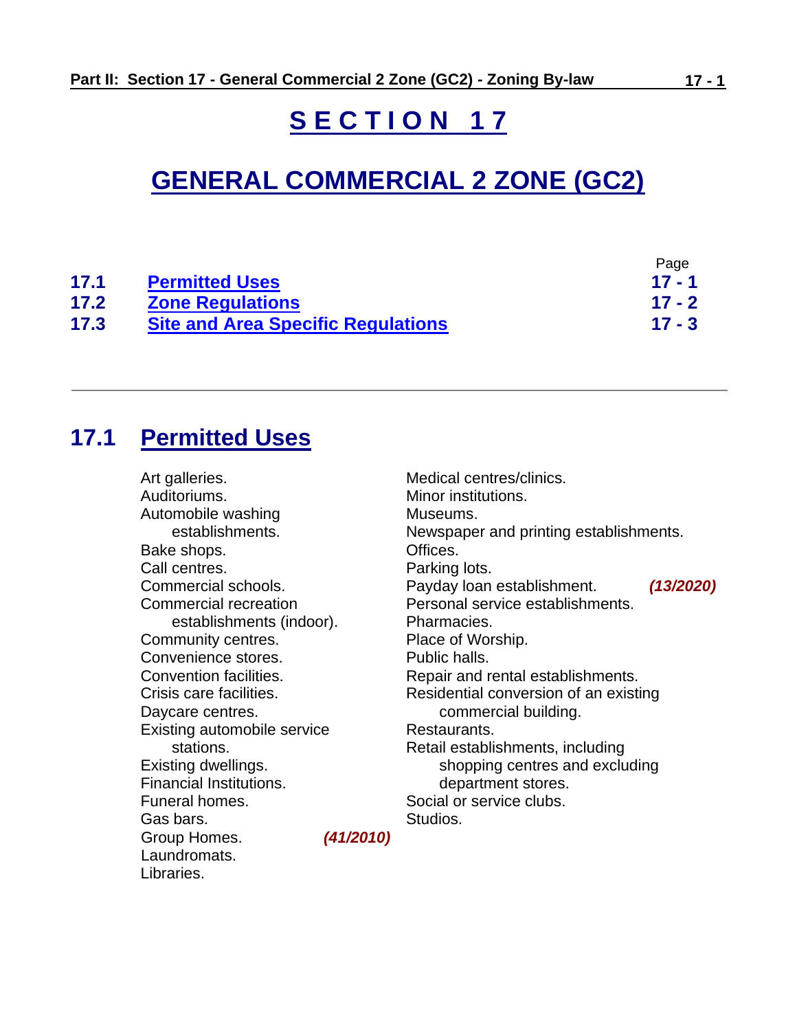# SECTION 17

# GENERAL COMMERCIAL 2 ZONE (GC2)

| | | Page |
|---|---|---|
| **17.1** | **Permitted Uses** | **17 - 1** |
| **17.2** | **Zone Regulations** | **17 - 2** |
| **17.3** | **Site and Area Specific Regulations** | **17 - 3** |

---

## 17.1 Permitted Uses

Art galleries.
Auditoriums.
Automobile washing establishments.
Bake shops.
Call centres.
Commercial schools.
Commercial recreation establishments (indoor).
Community centres.
Convenience stores.
Convention facilities.
Crisis care facilities.
Daycare centres.
Existing automobile service stations.
Existing dwellings.
Financial Institutions.
Funeral homes.
Gas bars.
Group Homes. ***(41/2010)***
Laundromats.
Libraries.
Medical centres/clinics.
Minor institutions.
Museums.
Newspaper and printing establishments.
Offices.
Parking lots.
Payday loan establishment. ***(13/2020)***
Personal service establishments.
Pharmacies.
Place of Worship.
Public halls.
Repair and rental establishments.
Residential conversion of an existing commercial building.
Restaurants.
Retail establishments, including shopping centres and excluding department stores.
Social or service clubs.
Studios.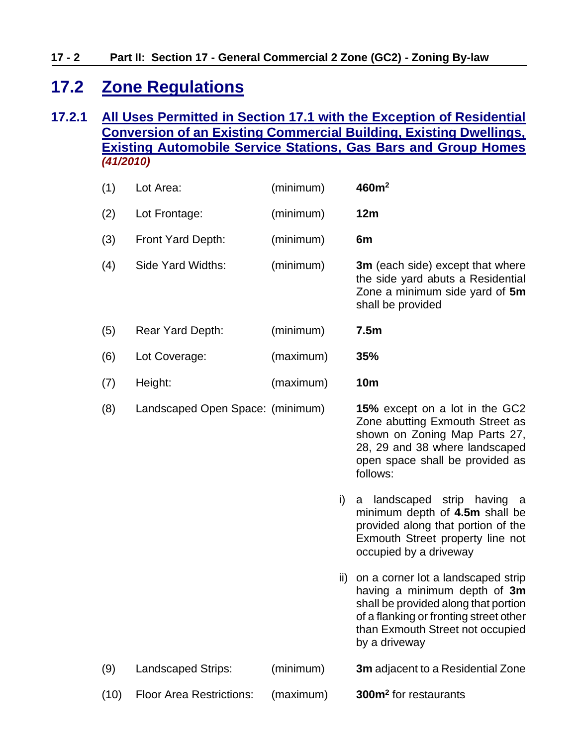## 17.2 Zone Regulations

### 17.2.1 All Uses Permitted in Section 17.1 with the Exception of Residential Conversion of an Existing Commercial Building, Existing Dwellings, Existing Automobile Service Stations, Gas Bars and Group Homes *(41/2010)*

| | | | |
|---|---|---|---|
| (1) | Lot Area: | (minimum) | **460m²** |
| (2) | Lot Frontage: | (minimum) | **12m** |
| (3) | Front Yard Depth: | (minimum) | **6m** |
| (4) | Side Yard Widths: | (minimum) | **3m** (each side) except that where the side yard abuts a Residential Zone a minimum side yard of **5m** shall be provided |
| (5) | Rear Yard Depth: | (minimum) | **7.5m** |
| (6) | Lot Coverage: | (maximum) | **35%** |
| (7) | Height: | (maximum) | **10m** |
| (8) | Landscaped Open Space: | (minimum) | **15%** except on a lot in the GC2 Zone abutting Exmouth Street as shown on Zoning Map Parts 27, 28, 29 and 38 where landscaped open space shall be provided as follows:<br>i) a landscaped strip having a minimum depth of **4.5m** shall be provided along that portion of the Exmouth Street property line not occupied by a driveway<br>ii) on a corner lot a landscaped strip having a minimum depth of **3m** shall be provided along that portion of a flanking or fronting street other than Exmouth Street not occupied by a driveway |
| (9) | Landscaped Strips: | (minimum) | **3m** adjacent to a Residential Zone |
| (10) | Floor Area Restrictions: | (maximum) | **300m²** for restaurants |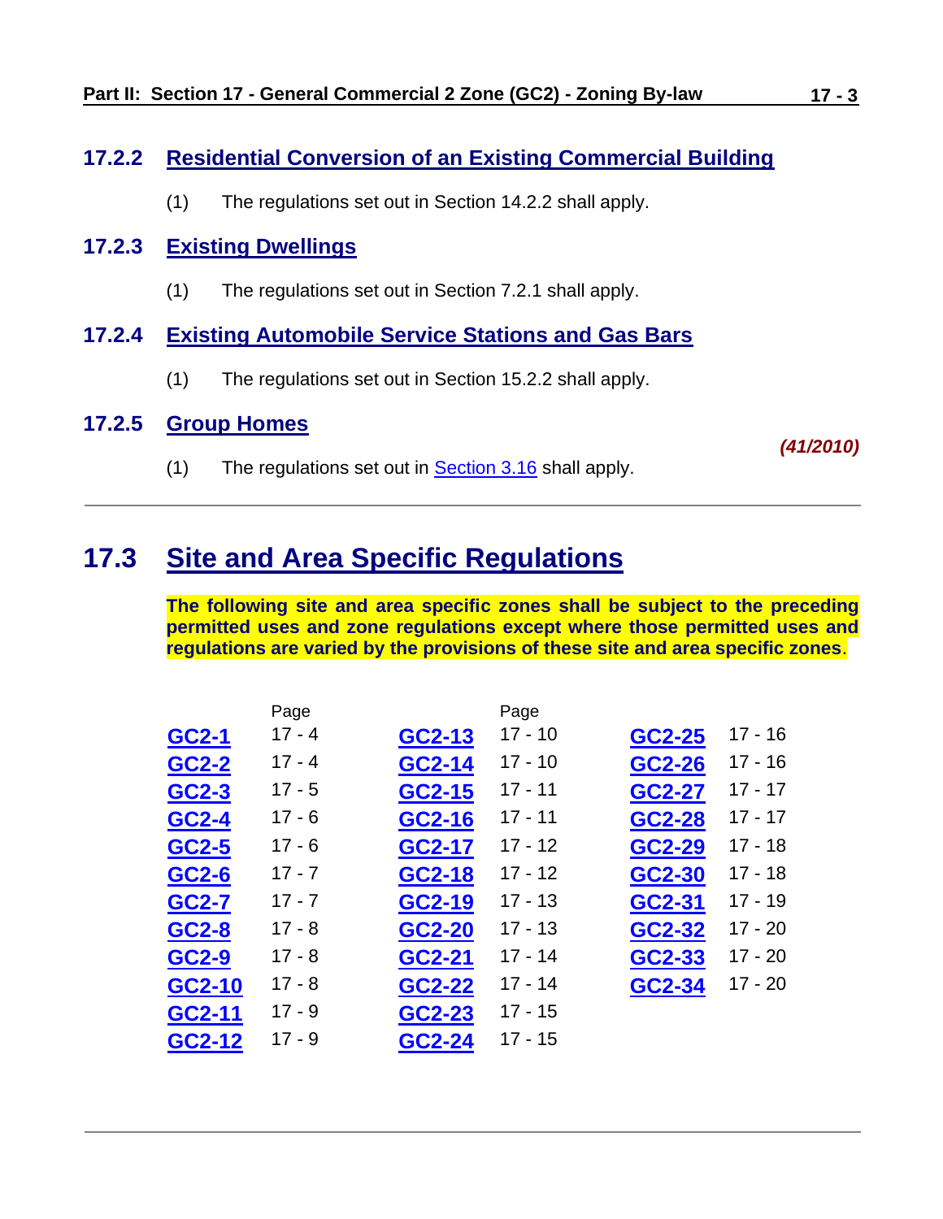### 17.2.2 Residential Conversion of an Existing Commercial Building

(1) The regulations set out in Section 14.2.2 shall apply.

### 17.2.3 Existing Dwellings

(1) The regulations set out in Section 7.2.1 shall apply.

### 17.2.4 Existing Automobile Service Stations and Gas Bars

(1) The regulations set out in Section 15.2.2 shall apply.

### 17.2.5 Group Homes

*(41/2010)*

(1) The regulations set out in Section 3.16 shall apply.

---

## 17.3 Site and Area Specific Regulations

**The following site and area specific zones shall be subject to the preceding permitted uses and zone regulations except where those permitted uses and regulations are varied by the provisions of these site and area specific zones.**

| | Page | | Page | | |
|---|---|---|---|---|---|
| **GC2-1** | 17 - 4 | **GC2-13** | 17 - 10 | **GC2-25** | 17 - 16 |
| **GC2-2** | 17 - 4 | **GC2-14** | 17 - 10 | **GC2-26** | 17 - 16 |
| **GC2-3** | 17 - 5 | **GC2-15** | 17 - 11 | **GC2-27** | 17 - 17 |
| **GC2-4** | 17 - 6 | **GC2-16** | 17 - 11 | **GC2-28** | 17 - 17 |
| **GC2-5** | 17 - 6 | **GC2-17** | 17 - 12 | **GC2-29** | 17 - 18 |
| **GC2-6** | 17 - 7 | **GC2-18** | 17 - 12 | **GC2-30** | 17 - 18 |
| **GC2-7** | 17 - 7 | **GC2-19** | 17 - 13 | **GC2-31** | 17 - 19 |
| **GC2-8** | 17 - 8 | **GC2-20** | 17 - 13 | **GC2-32** | 17 - 20 |
| **GC2-9** | 17 - 8 | **GC2-21** | 17 - 14 | **GC2-33** | 17 - 20 |
| **GC2-10** | 17 - 8 | **GC2-22** | 17 - 14 | **GC2-34** | 17 - 20 |
| **GC2-11** | 17 - 9 | **GC2-23** | 17 - 15 | | |
| **GC2-12** | 17 - 9 | **GC2-24** | 17 - 15 | | |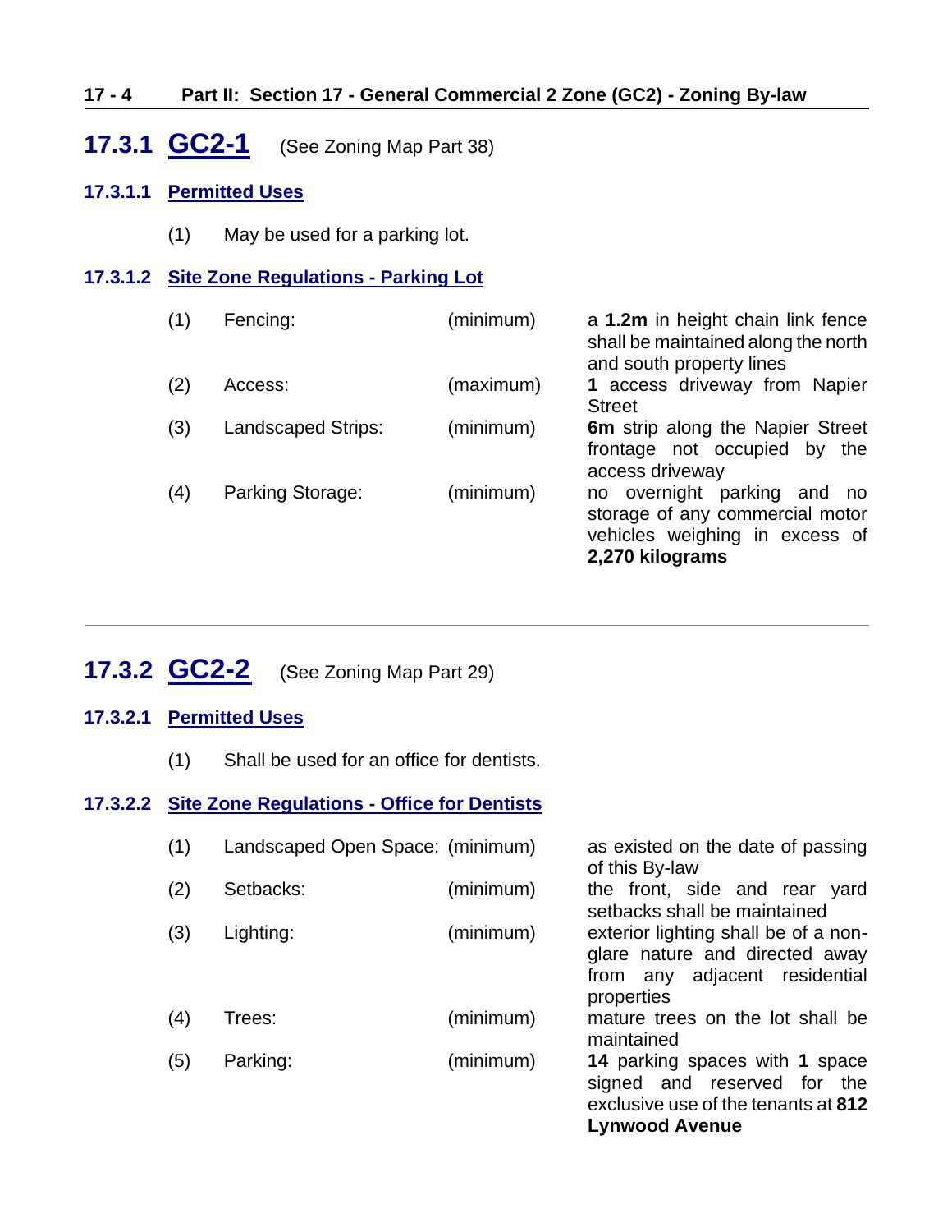## 17.3.1 GC2-1 (See Zoning Map Part 38)

### 17.3.1.1 Permitted Uses

(1) May be used for a parking lot.

### 17.3.1.2 Site Zone Regulations - Parking Lot

| | | | |
|---|---|---|---|
| (1) | Fencing: | (minimum) | a **1.2m** in height chain link fence shall be maintained along the north and south property lines |
| (2) | Access: | (maximum) | **1** access driveway from Napier Street |
| (3) | Landscaped Strips: | (minimum) | **6m** strip along the Napier Street frontage not occupied by the access driveway |
| (4) | Parking Storage: | (minimum) | no overnight parking and no storage of any commercial motor vehicles weighing in excess of **2,270 kilograms** |

---

## 17.3.2 GC2-2 (See Zoning Map Part 29)

### 17.3.2.1 Permitted Uses

(1) Shall be used for an office for dentists.

### 17.3.2.2 Site Zone Regulations - Office for Dentists

| | | | |
|---|---|---|---|
| (1) | Landscaped Open Space: | (minimum) | as existed on the date of passing of this By-law |
| (2) | Setbacks: | (minimum) | the front, side and rear yard setbacks shall be maintained |
| (3) | Lighting: | (minimum) | exterior lighting shall be of a non-glare nature and directed away from any adjacent residential properties |
| (4) | Trees: | (minimum) | mature trees on the lot shall be maintained |
| (5) | Parking: | (minimum) | **14** parking spaces with **1** space signed and reserved for the exclusive use of the tenants at **812 Lynwood Avenue** |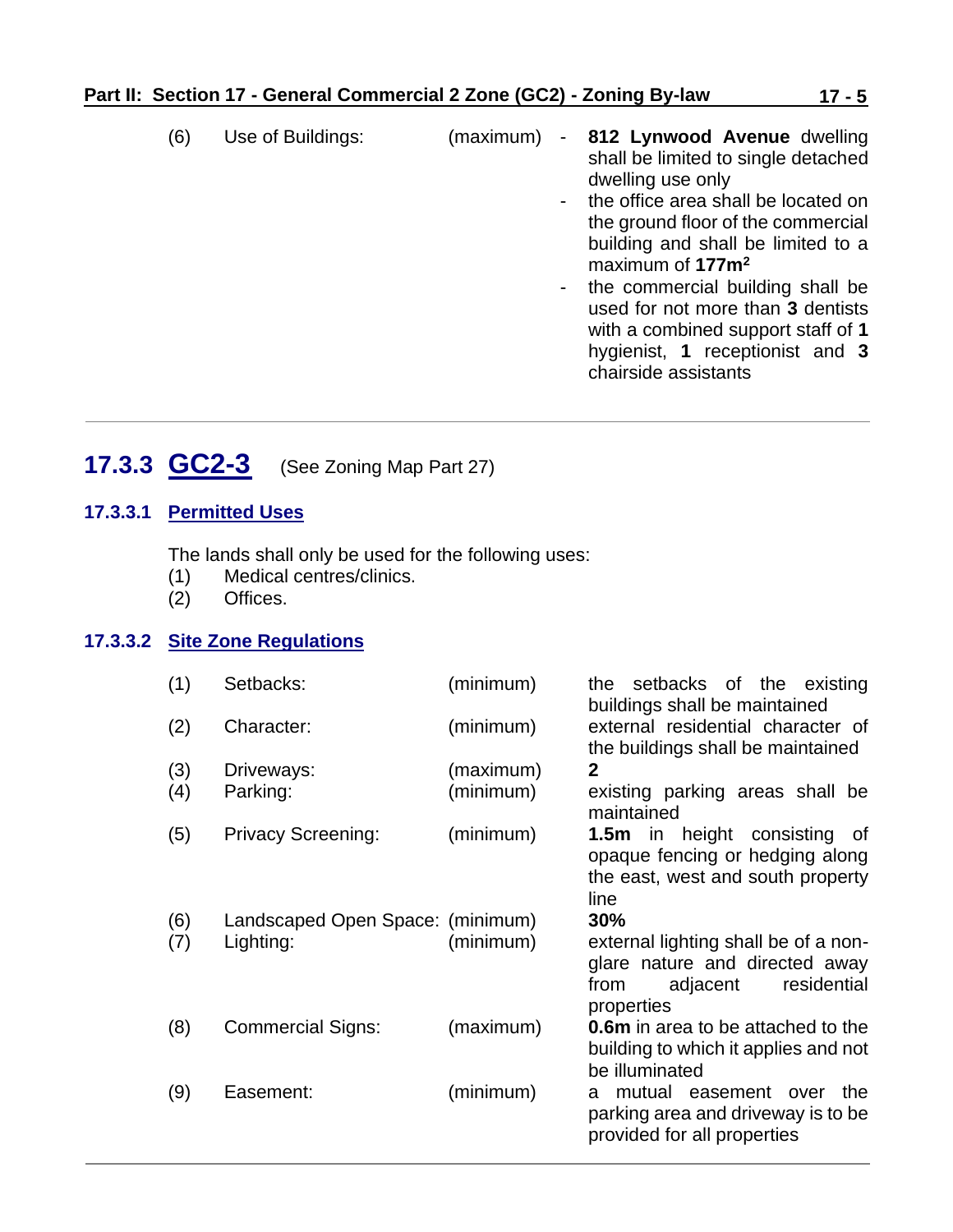| | | | |
|---|---|---|---|
| (6) | Use of Buildings: | (maximum) | - **812 Lynwood Avenue** dwelling shall be limited to single detached dwelling use only<br>- the office area shall be located on the ground floor of the commercial building and shall be limited to a maximum of **177m²**<br>- the commercial building shall be used for not more than **3** dentists with a combined support staff of **1** hygienist, **1** receptionist and **3** chairside assistants |

---

## 17.3.3 GC2-3 (See Zoning Map Part 27)

### 17.3.3.1 Permitted Uses

The lands shall only be used for the following uses:

(1) Medical centres/clinics.
(2) Offices.

### 17.3.3.2 Site Zone Regulations

| | | | |
|---|---|---|---|
| (1) | Setbacks: | (minimum) | the setbacks of the existing buildings shall be maintained |
| (2) | Character: | (minimum) | external residential character of the buildings shall be maintained |
| (3) | Driveways: | (maximum) | **2** |
| (4) | Parking: | (minimum) | existing parking areas shall be maintained |
| (5) | Privacy Screening: | (minimum) | **1.5m** in height consisting of opaque fencing or hedging along the east, west and south property line |
| (6) | Landscaped Open Space: | (minimum) | **30%** |
| (7) | Lighting: | (minimum) | external lighting shall be of a non-glare nature and directed away from adjacent residential properties |
| (8) | Commercial Signs: | (maximum) | **0.6m** in area to be attached to the building to which it applies and not be illuminated |
| (9) | Easement: | (minimum) | a mutual easement over the parking area and driveway is to be provided for all properties |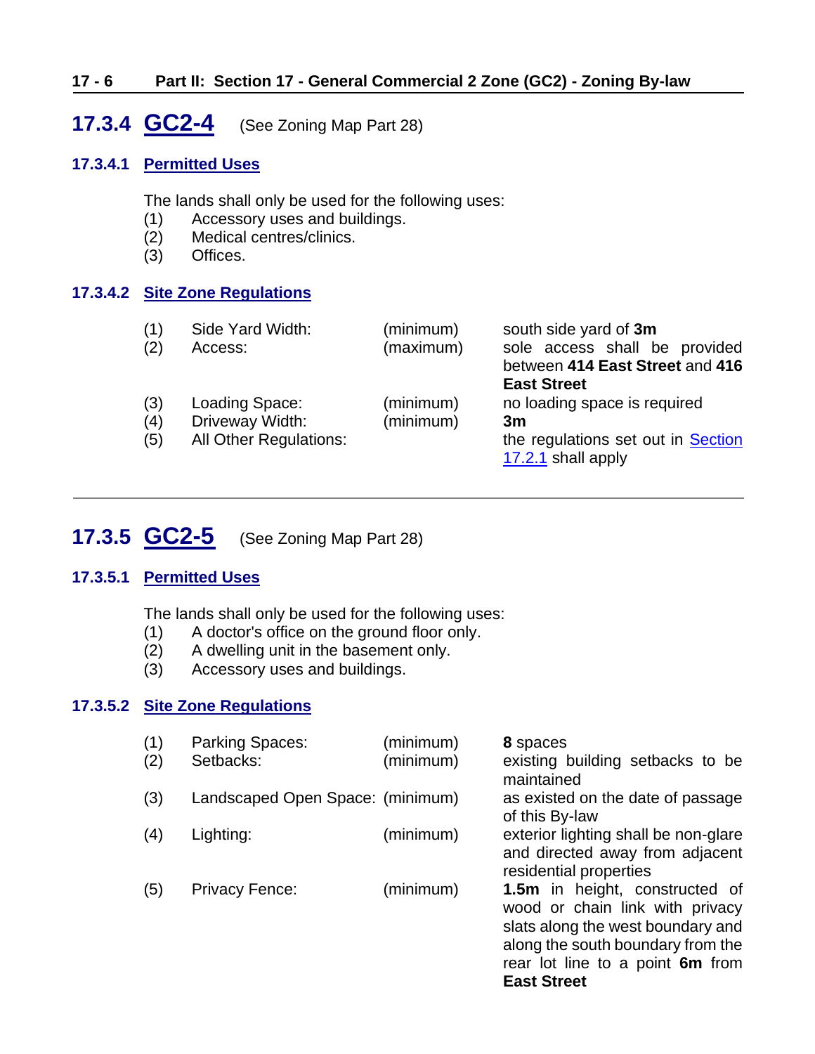## 17.3.4 GC2-4 (See Zoning Map Part 28)

### 17.3.4.1 Permitted Uses

The lands shall only be used for the following uses:

(1) Accessory uses and buildings.
(2) Medical centres/clinics.
(3) Offices.

### 17.3.4.2 Site Zone Regulations

| | | | |
|---|---|---|---|
| (1) | Side Yard Width: | (minimum) | south side yard of **3m** |
| (2) | Access: | (maximum) | sole access shall be provided between **414 East Street** and **416 East Street** |
| (3) | Loading Space: | (minimum) | no loading space is required |
| (4) | Driveway Width: | (minimum) | **3m** |
| (5) | All Other Regulations: | | the regulations set out in Section 17.2.1 shall apply |

---

## 17.3.5 GC2-5 (See Zoning Map Part 28)

### 17.3.5.1 Permitted Uses

The lands shall only be used for the following uses:

(1) A doctor's office on the ground floor only.
(2) A dwelling unit in the basement only.
(3) Accessory uses and buildings.

### 17.3.5.2 Site Zone Regulations

| | | | |
|---|---|---|---|
| (1) | Parking Spaces: | (minimum) | **8** spaces |
| (2) | Setbacks: | (minimum) | existing building setbacks to be maintained |
| (3) | Landscaped Open Space: | (minimum) | as existed on the date of passage of this By-law |
| (4) | Lighting: | (minimum) | exterior lighting shall be non-glare and directed away from adjacent residential properties |
| (5) | Privacy Fence: | (minimum) | **1.5m** in height, constructed of wood or chain link with privacy slats along the west boundary and along the south boundary from the rear lot line to a point **6m** from **East Street** |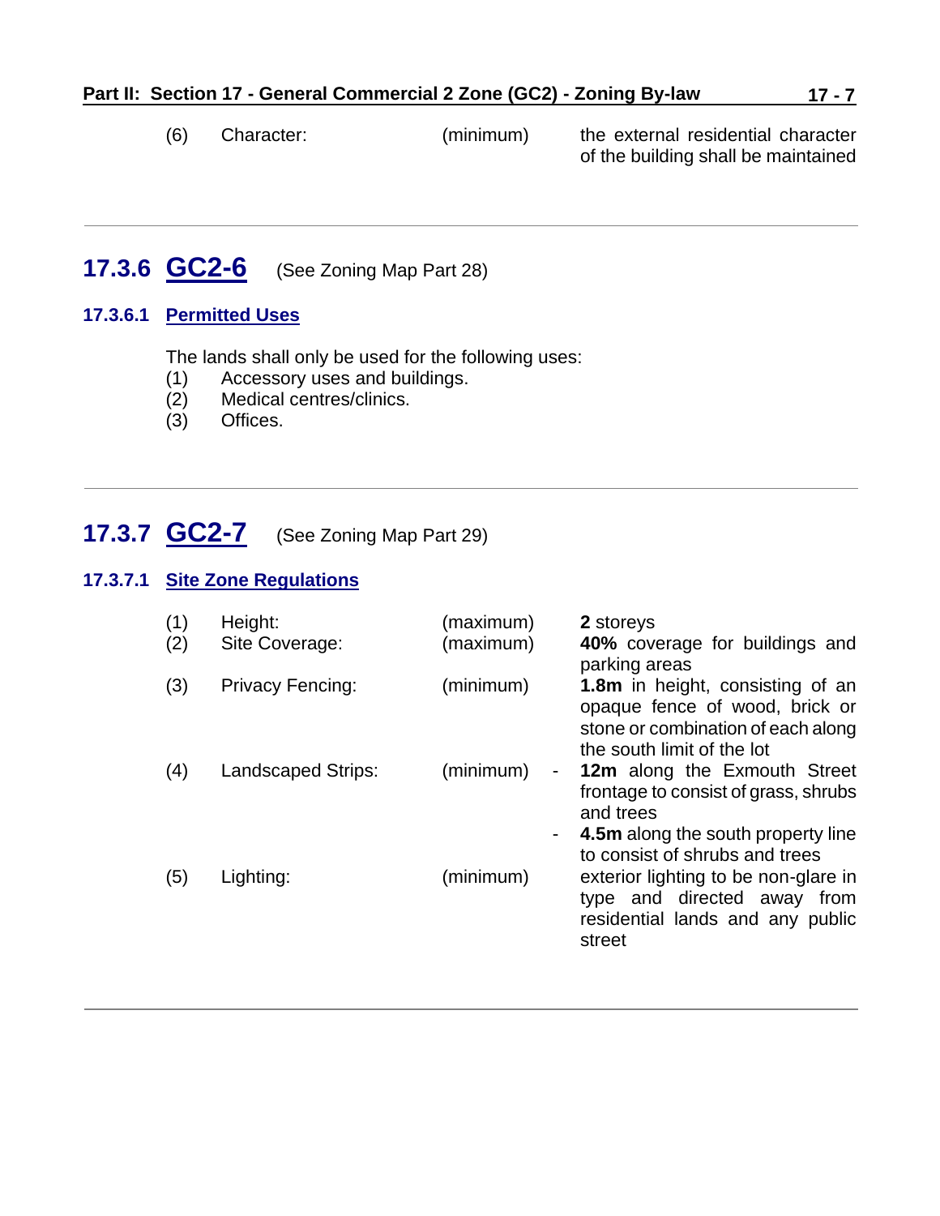| | | | |
|---|---|---|---|
| (6) | Character: | (minimum) | the external residential character of the building shall be maintained |

---

## 17.3.6 GC2-6 (See Zoning Map Part 28)

### 17.3.6.1 Permitted Uses

The lands shall only be used for the following uses:

(1) Accessory uses and buildings.
(2) Medical centres/clinics.
(3) Offices.

---

## 17.3.7 GC2-7 (See Zoning Map Part 29)

### 17.3.7.1 Site Zone Regulations

| | | | |
|---|---|---|---|
| (1) | Height: | (maximum) | **2** storeys |
| (2) | Site Coverage: | (maximum) | **40%** coverage for buildings and parking areas |
| (3) | Privacy Fencing: | (minimum) | **1.8m** in height, consisting of an opaque fence of wood, brick or stone or combination of each along the south limit of the lot |
| (4) | Landscaped Strips: | (minimum) | - **12m** along the Exmouth Street frontage to consist of grass, shrubs and trees<br>- **4.5m** along the south property line to consist of shrubs and trees |
| (5) | Lighting: | (minimum) | exterior lighting to be non-glare in type and directed away from residential lands and any public street |

---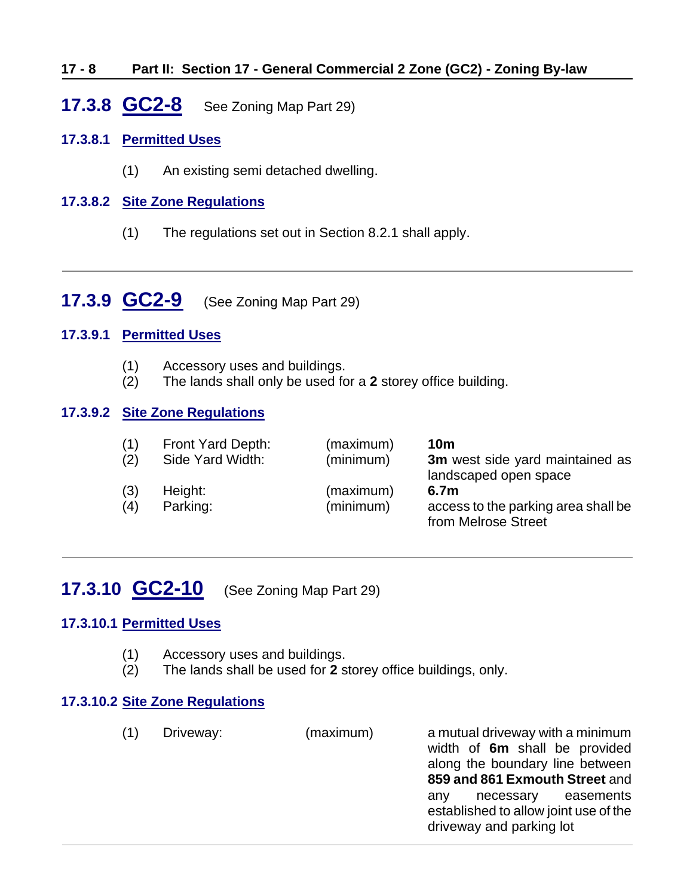## 17.3.8 GC2-8 See Zoning Map Part 29)

### 17.3.8.1 Permitted Uses

(1) An existing semi detached dwelling.

### 17.3.8.2 Site Zone Regulations

(1) The regulations set out in Section 8.2.1 shall apply.

---

## 17.3.9 GC2-9 (See Zoning Map Part 29)

### 17.3.9.1 Permitted Uses

(1) Accessory uses and buildings.
(2) The lands shall only be used for a **2** storey office building.

### 17.3.9.2 Site Zone Regulations

| | | | |
|---|---|---|---|
| (1) | Front Yard Depth: | (maximum) | **10m** |
| (2) | Side Yard Width: | (minimum) | **3m** west side yard maintained as landscaped open space |
| (3) | Height: | (maximum) | **6.7m** |
| (4) | Parking: | (minimum) | access to the parking area shall be from Melrose Street |

---

## 17.3.10 GC2-10 (See Zoning Map Part 29)

### 17.3.10.1 Permitted Uses

(1) Accessory uses and buildings.
(2) The lands shall be used for **2** storey office buildings, only.

### 17.3.10.2 Site Zone Regulations

| | | | |
|---|---|---|---|
| (1) | Driveway: | (maximum) | a mutual driveway with a minimum width of **6m** shall be provided along the boundary line between **859 and 861 Exmouth Street** and any necessary easements established to allow joint use of the driveway and parking lot |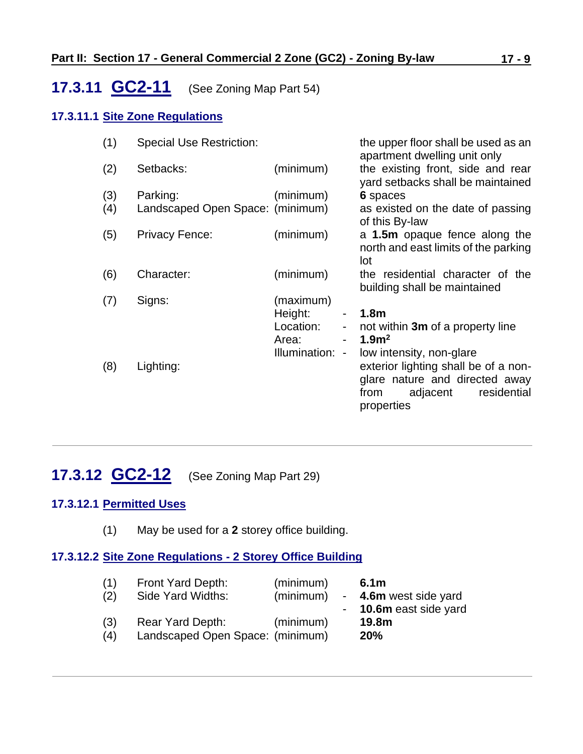## 17.3.11 GC2-11 (See Zoning Map Part 54)

### 17.3.11.1 Site Zone Regulations

| | | | |
|---|---|---|---|
| (1) | Special Use Restriction: | | the upper floor shall be used as an apartment dwelling unit only |
| (2) | Setbacks: | (minimum) | the existing front, side and rear yard setbacks shall be maintained |
| (3) | Parking: | (minimum) | **6** spaces |
| (4) | Landscaped Open Space: | (minimum) | as existed on the date of passing of this By-law |
| (5) | Privacy Fence: | (minimum) | a **1.5m** opaque fence along the north and east limits of the parking lot |
| (6) | Character: | (minimum) | the residential character of the building shall be maintained |
| (7) | Signs: | (maximum) | |
| | | Height: - | **1.8m** |
| | | Location: - | not within **3m** of a property line |
| | | Area: - | **$1.9m^2$** |
| | | Illumination: - | low intensity, non-glare |
| (8) | Lighting: | | exterior lighting shall be of a non-glare nature and directed away from adjacent residential properties |

## 17.3.12 GC2-12 (See Zoning Map Part 29)

### 17.3.12.1 Permitted Uses

(1) May be used for a **2** storey office building.

### 17.3.12.2 Site Zone Regulations - 2 Storey Office Building

| | | | |
|---|---|---|---|
| (1) | Front Yard Depth: | (minimum) | **6.1m** |
| (2) | Side Yard Widths: | (minimum) | - **4.6m** west side yard |
| | | | - **10.6m** east side yard |
| (3) | Rear Yard Depth: | (minimum) | **19.8m** |
| (4) | Landscaped Open Space: | (minimum) | **20%** |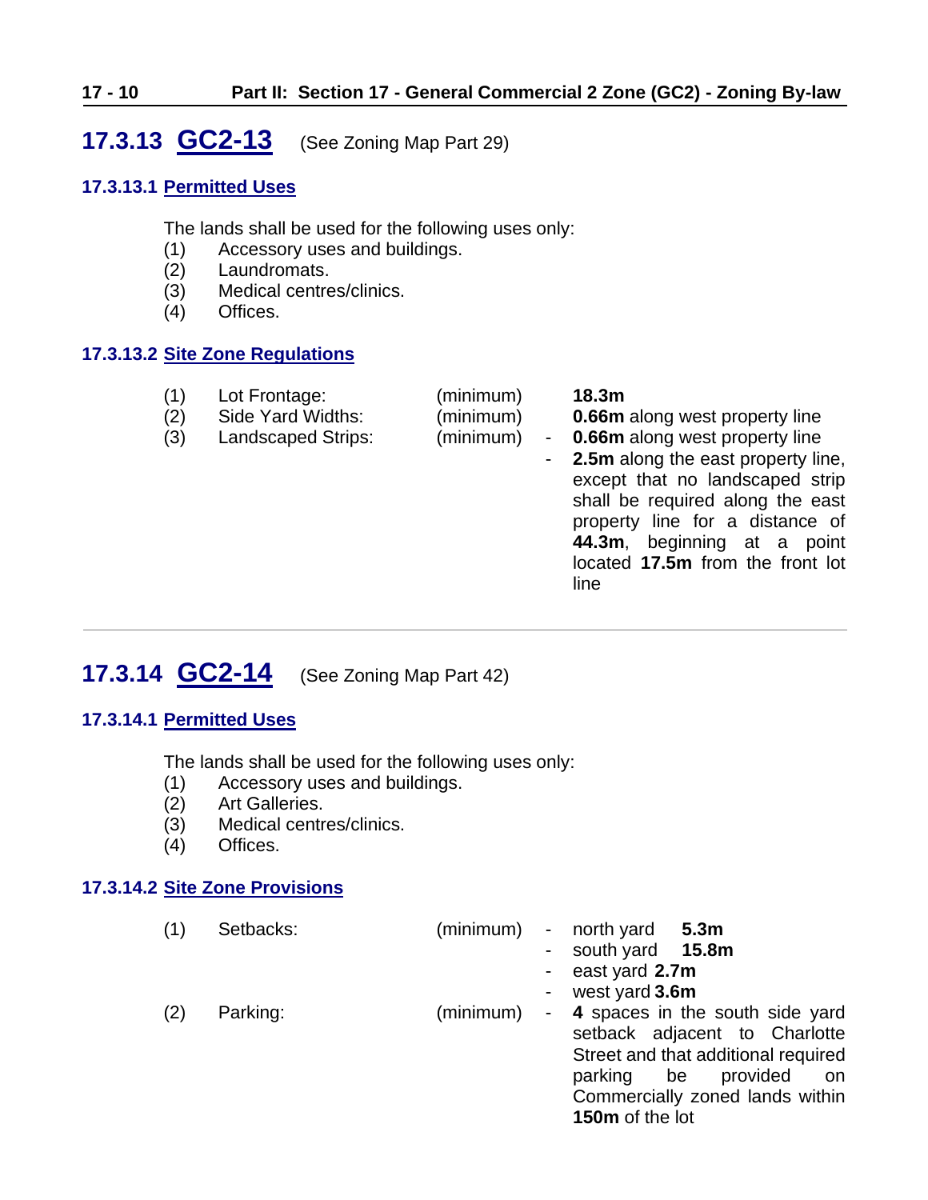## 17.3.13 GC2-13 (See Zoning Map Part 29)

### 17.3.13.1 Permitted Uses

The lands shall be used for the following uses only:

(1) Accessory uses and buildings.
(2) Laundromats.
(3) Medical centres/clinics.
(4) Offices.

### 17.3.13.2 Site Zone Regulations

| | | | |
|---|---|---|---|
| (1) | Lot Frontage: | (minimum) | **18.3m** |
| (2) | Side Yard Widths: | (minimum) | **0.66m** along west property line |
| (3) | Landscaped Strips: | (minimum) | - **0.66m** along west property line<br>- **2.5m** along the east property line, except that no landscaped strip shall be required along the east property line for a distance of **44.3m**, beginning at a point located **17.5m** from the front lot line |

---

## 17.3.14 GC2-14 (See Zoning Map Part 42)

### 17.3.14.1 Permitted Uses

The lands shall be used for the following uses only:

(1) Accessory uses and buildings.
(2) Art Galleries.
(3) Medical centres/clinics.
(4) Offices.

### 17.3.14.2 Site Zone Provisions

| | | | |
|---|---|---|---|
| (1) | Setbacks: | (minimum) | - north yard **5.3m**<br>- south yard **15.8m**<br>- east yard **2.7m**<br>- west yard **3.6m** |
| (2) | Parking: | (minimum) | - **4** spaces in the south side yard setback adjacent to Charlotte Street and that additional required parking be provided on Commercially zoned lands within **150m** of the lot |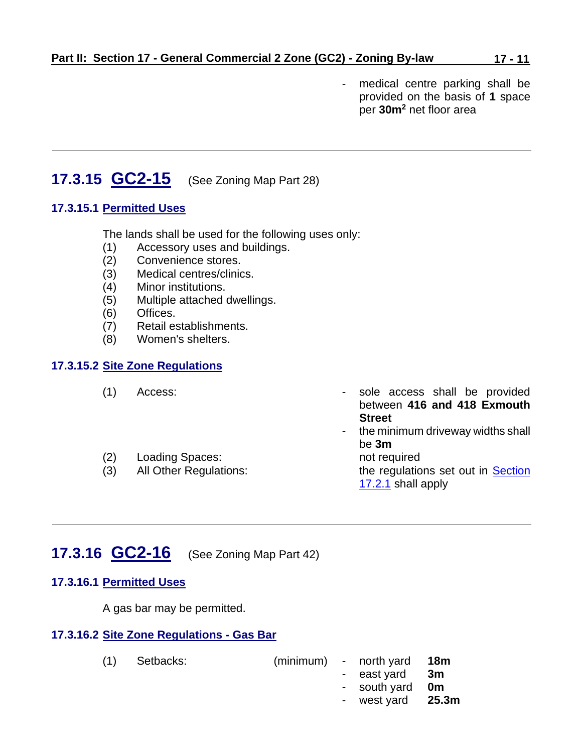- medical centre parking shall be provided on the basis of **1** space per **30m²** net floor area

---

## 17.3.15 GC2-15 (See Zoning Map Part 28)

### 17.3.15.1 Permitted Uses

The lands shall be used for the following uses only:

(1) Accessory uses and buildings.
(2) Convenience stores.
(3) Medical centres/clinics.
(4) Minor institutions.
(5) Multiple attached dwellings.
(6) Offices.
(7) Retail establishments.
(8) Women's shelters.

### 17.3.15.2 Site Zone Regulations

(1) Access:
- sole access shall be provided between **416 and 418 Exmouth Street**
- the minimum driveway widths shall be **3m**

(2) Loading Spaces: not required

(3) All Other Regulations: the regulations set out in Section 17.2.1 shall apply

---

## 17.3.16 GC2-16 (See Zoning Map Part 42)

### 17.3.16.1 Permitted Uses

A gas bar may be permitted.

### 17.3.16.2 Site Zone Regulations - Gas Bar

(1) Setbacks: (minimum)
- north yard **18m**
- east yard **3m**
- south yard **0m**
- west yard **25.3m**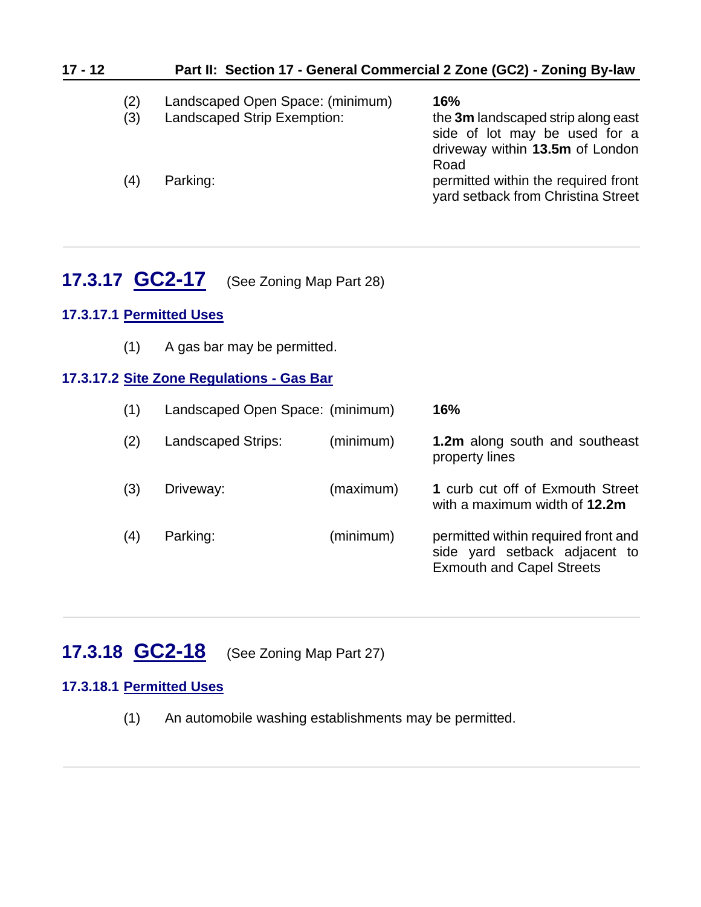| | | |
|---|---|---|
| (2) | Landscaped Open Space: (minimum) | **16%** |
| (3) | Landscaped Strip Exemption: | the **3m** landscaped strip along east side of lot may be used for a driveway within **13.5m** of London Road |
| (4) | Parking: | permitted within the required front yard setback from Christina Street |

---

## 17.3.17 GC2-17 (See Zoning Map Part 28)

### 17.3.17.1 Permitted Uses

(1) A gas bar may be permitted.

### 17.3.17.2 Site Zone Regulations - Gas Bar

| | | | |
|---|---|---|---|
| (1) | Landscaped Open Space: | (minimum) | **16%** |
| (2) | Landscaped Strips: | (minimum) | **1.2m** along south and southeast property lines |
| (3) | Driveway: | (maximum) | **1** curb cut off of Exmouth Street with a maximum width of **12.2m** |
| (4) | Parking: | (minimum) | permitted within required front and side yard setback adjacent to Exmouth and Capel Streets |

---

## 17.3.18 GC2-18 (See Zoning Map Part 27)

### 17.3.18.1 Permitted Uses

(1) An automobile washing establishments may be permitted.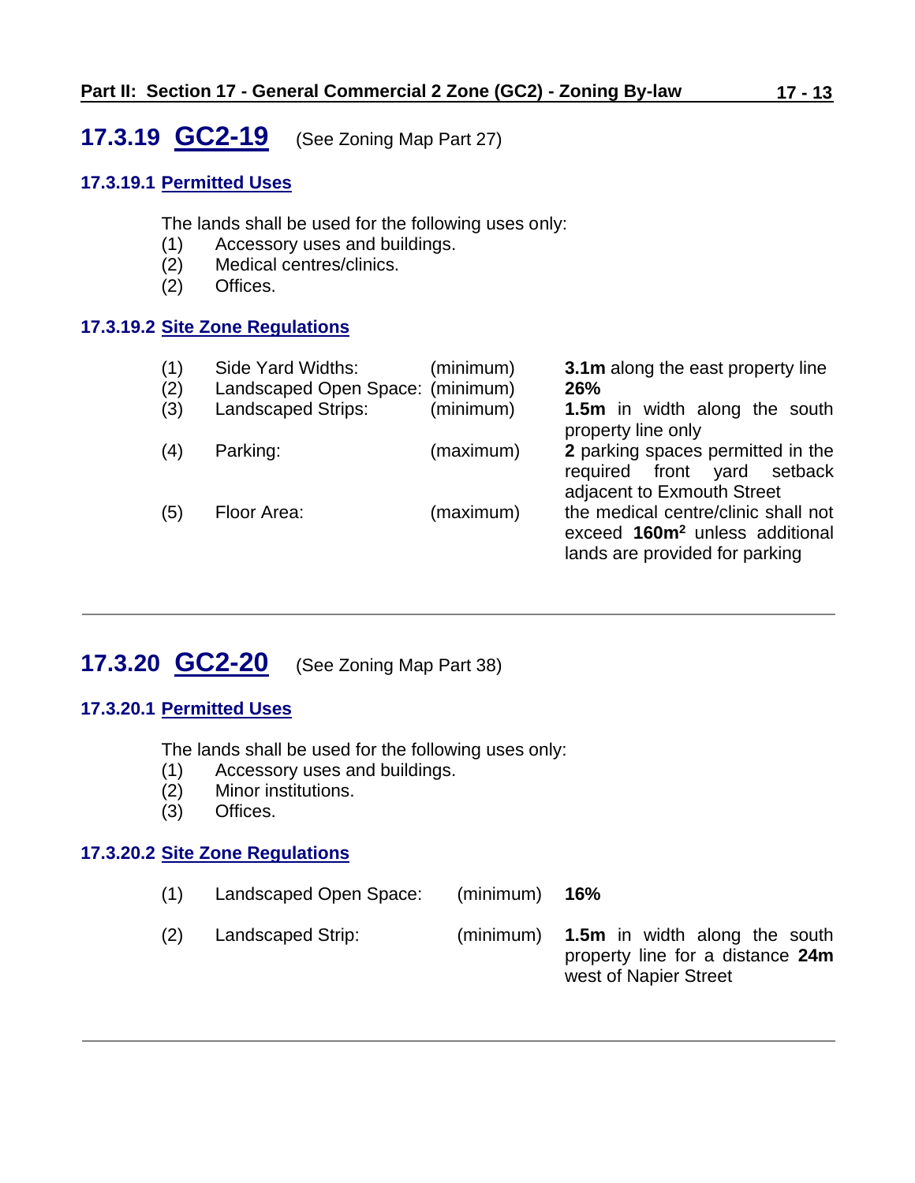## 17.3.19 GC2-19 (See Zoning Map Part 27)

### 17.3.19.1 Permitted Uses

The lands shall be used for the following uses only:

(1) Accessory uses and buildings.
(2) Medical centres/clinics.
(2) Offices.

### 17.3.19.2 Site Zone Regulations

| | | | |
|---|---|---|---|
| (1) | Side Yard Widths: | (minimum) | **3.1m** along the east property line |
| (2) | Landscaped Open Space: | (minimum) | **26%** |
| (3) | Landscaped Strips: | (minimum) | **1.5m** in width along the south property line only |
| (4) | Parking: | (maximum) | **2** parking spaces permitted in the required front yard setback adjacent to Exmouth Street |
| (5) | Floor Area: | (maximum) | the medical centre/clinic shall not exceed **160m²** unless additional lands are provided for parking |

---

## 17.3.20 GC2-20 (See Zoning Map Part 38)

### 17.3.20.1 Permitted Uses

The lands shall be used for the following uses only:

(1) Accessory uses and buildings.
(2) Minor institutions.
(3) Offices.

### 17.3.20.2 Site Zone Regulations

| | | | |
|---|---|---|---|
| (1) | Landscaped Open Space: | (minimum) | **16%** |
| (2) | Landscaped Strip: | (minimum) | **1.5m** in width along the south property line for a distance **24m** west of Napier Street |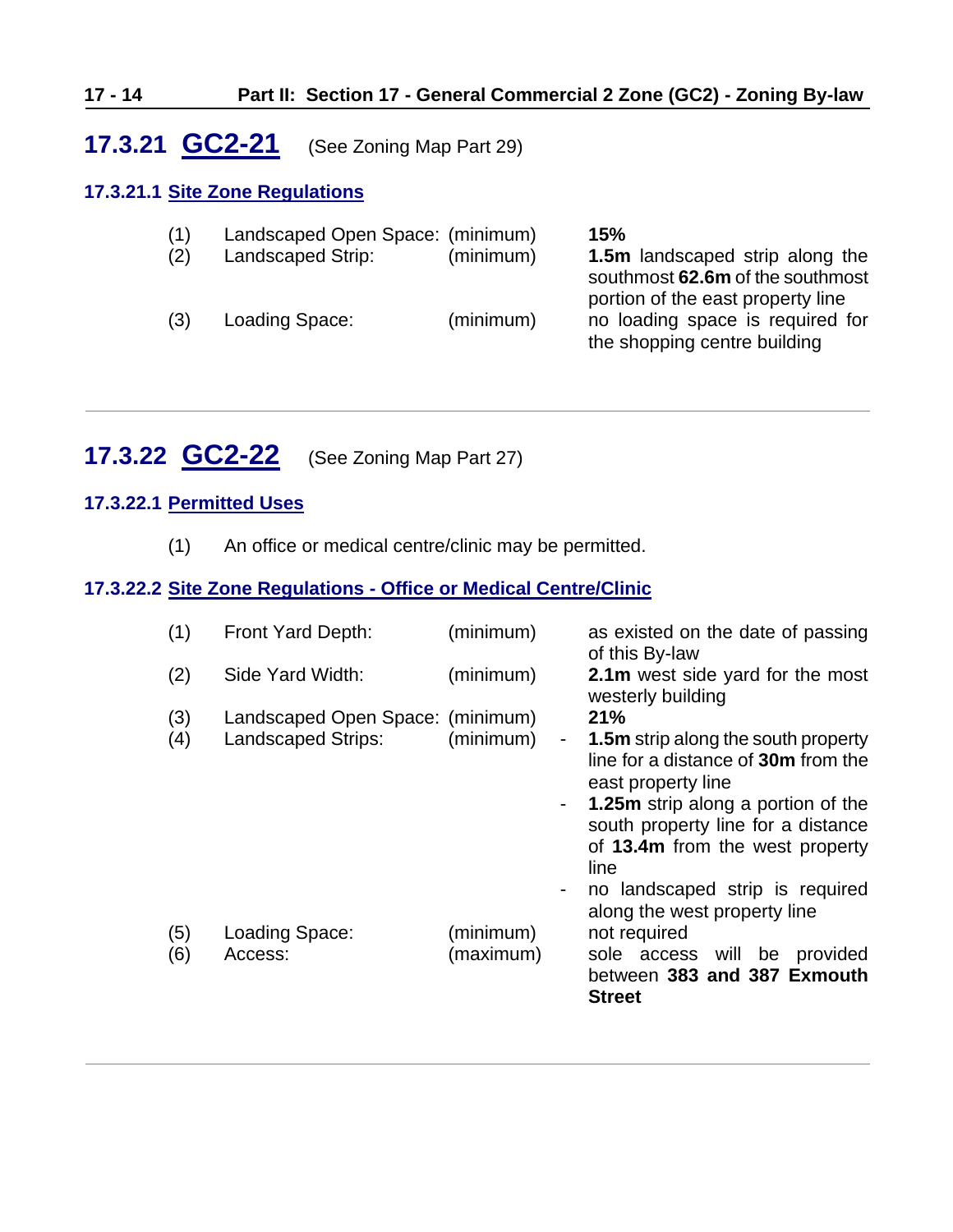## 17.3.21 GC2-21 (See Zoning Map Part 29)

### 17.3.21.1 Site Zone Regulations

| | | | |
|---|---|---|---|
| (1) | Landscaped Open Space: | (minimum) | **15%** |
| (2) | Landscaped Strip: | (minimum) | **1.5m** landscaped strip along the southmost **62.6m** of the southmost portion of the east property line |
| (3) | Loading Space: | (minimum) | no loading space is required for the shopping centre building |

---

## 17.3.22 GC2-22 (See Zoning Map Part 27)

### 17.3.22.1 Permitted Uses

(1) An office or medical centre/clinic may be permitted.

### 17.3.22.2 Site Zone Regulations - Office or Medical Centre/Clinic

| | | | |
|---|---|---|---|
| (1) | Front Yard Depth: | (minimum) | as existed on the date of passing of this By-law |
| (2) | Side Yard Width: | (minimum) | **2.1m** west side yard for the most westerly building |
| (3) | Landscaped Open Space: | (minimum) | **21%** |
| (4) | Landscaped Strips: | (minimum) | - **1.5m** strip along the south property line for a distance of **30m** from the east property line<br>- **1.25m** strip along a portion of the south property line for a distance of **13.4m** from the west property line<br>- no landscaped strip is required along the west property line |
| (5) | Loading Space: | (minimum) | not required |
| (6) | Access: | (maximum) | sole access will be provided between **383 and 387 Exmouth Street** |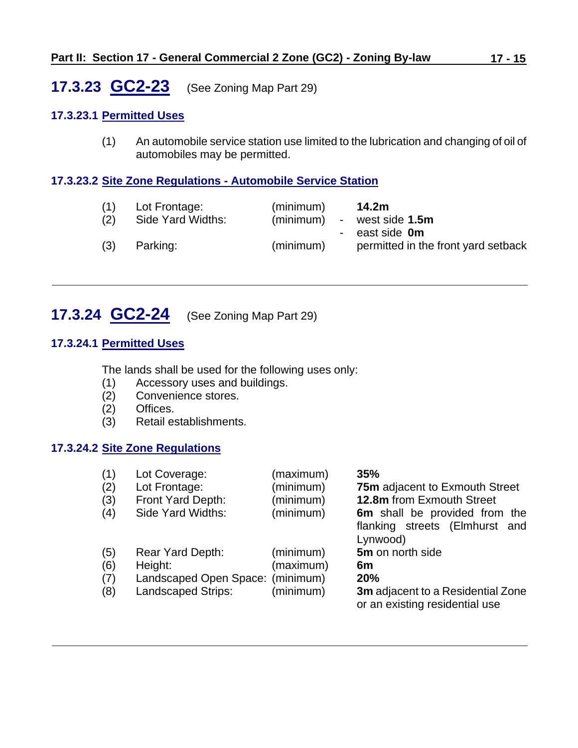## 17.3.23 GC2-23 (See Zoning Map Part 29)

### 17.3.23.1 Permitted Uses

(1) An automobile service station use limited to the lubrication and changing of oil of automobiles may be permitted.

### 17.3.23.2 Site Zone Regulations - Automobile Service Station

| | | | |
|---|---|---|---|
| (1) | Lot Frontage: | (minimum) | **14.2m** |
| (2) | Side Yard Widths: | (minimum) | - west side **1.5m**<br>- east side **0m** |
| (3) | Parking: | (minimum) | permitted in the front yard setback |

---

## 17.3.24 GC2-24 (See Zoning Map Part 29)

### 17.3.24.1 Permitted Uses

The lands shall be used for the following uses only:

(1) Accessory uses and buildings.
(2) Convenience stores.
(2) Offices.
(3) Retail establishments.

### 17.3.24.2 Site Zone Regulations

| | | | |
|---|---|---|---|
| (1) | Lot Coverage: | (maximum) | **35%** |
| (2) | Lot Frontage: | (minimum) | **75m** adjacent to Exmouth Street |
| (3) | Front Yard Depth: | (minimum) | **12.8m** from Exmouth Street |
| (4) | Side Yard Widths: | (minimum) | **6m** shall be provided from the flanking streets (Elmhurst and Lynwood) |
| (5) | Rear Yard Depth: | (minimum) | **5m** on north side |
| (6) | Height: | (maximum) | **6m** |
| (7) | Landscaped Open Space: | (minimum) | **20%** |
| (8) | Landscaped Strips: | (minimum) | **3m** adjacent to a Residential Zone or an existing residential use |

---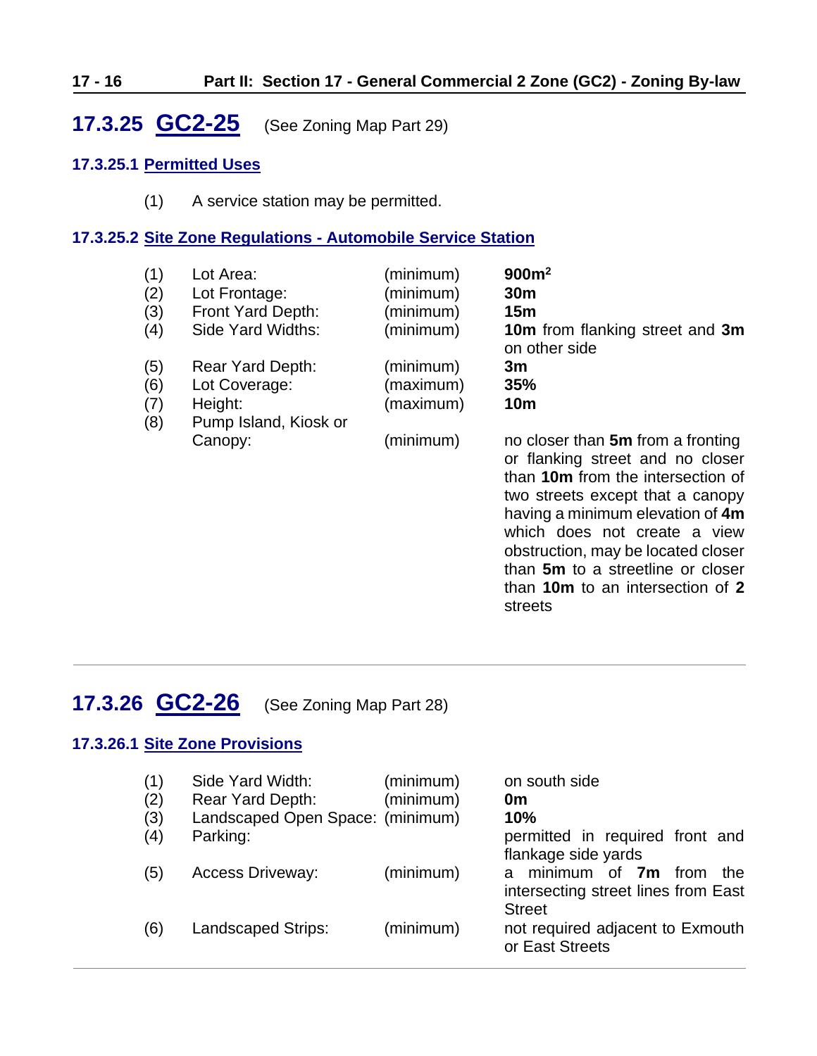## 17.3.25 GC2-25 (See Zoning Map Part 29)

### 17.3.25.1 Permitted Uses

(1) A service station may be permitted.

### 17.3.25.2 Site Zone Regulations - Automobile Service Station

| | | | |
|---|---|---|---|
| (1) | Lot Area: | (minimum) | **900m$^2$** |
| (2) | Lot Frontage: | (minimum) | **30m** |
| (3) | Front Yard Depth: | (minimum) | **15m** |
| (4) | Side Yard Widths: | (minimum) | **10m** from flanking street and **3m** on other side |
| (5) | Rear Yard Depth: | (minimum) | **3m** |
| (6) | Lot Coverage: | (maximum) | **35%** |
| (7) | Height: | (maximum) | **10m** |
| (8) | Pump Island, Kiosk or Canopy: | (minimum) | no closer than **5m** from a fronting or flanking street and no closer than **10m** from the intersection of two streets except that a canopy having a minimum elevation of **4m** which does not create a view obstruction, may be located closer than **5m** to a streetline or closer than **10m** to an intersection of **2** streets |

## 17.3.26 GC2-26 (See Zoning Map Part 28)

### 17.3.26.1 Site Zone Provisions

| | | | |
|---|---|---|---|
| (1) | Side Yard Width: | (minimum) | on south side |
| (2) | Rear Yard Depth: | (minimum) | **0m** |
| (3) | Landscaped Open Space: | (minimum) | **10%** |
| (4) | Parking: | | permitted in required front and flankage side yards |
| (5) | Access Driveway: | (minimum) | a minimum of **7m** from the intersecting street lines from East Street |
| (6) | Landscaped Strips: | (minimum) | not required adjacent to Exmouth or East Streets |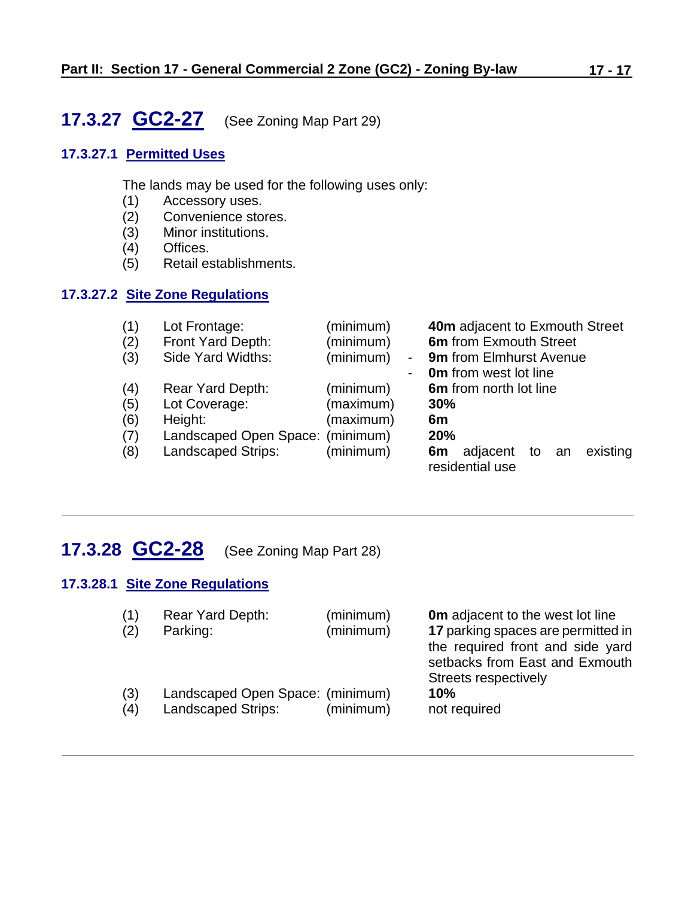## 17.3.27 GC2-27 (See Zoning Map Part 29)

### 17.3.27.1 Permitted Uses

The lands may be used for the following uses only:

(1) Accessory uses.
(2) Convenience stores.
(3) Minor institutions.
(4) Offices.
(5) Retail establishments.

### 17.3.27.2 Site Zone Regulations

| | | | |
|---|---|---|---|
| (1) | Lot Frontage: | (minimum) | **40m** adjacent to Exmouth Street |
| (2) | Front Yard Depth: | (minimum) | **6m** from Exmouth Street |
| (3) | Side Yard Widths: | (minimum) | - **9m** from Elmhurst Avenue<br>- **0m** from west lot line |
| (4) | Rear Yard Depth: | (minimum) | **6m** from north lot line |
| (5) | Lot Coverage: | (maximum) | **30%** |
| (6) | Height: | (maximum) | **6m** |
| (7) | Landscaped Open Space: | (minimum) | **20%** |
| (8) | Landscaped Strips: | (minimum) | **6m** adjacent to an existing residential use |

---

## 17.3.28 GC2-28 (See Zoning Map Part 28)

### 17.3.28.1 Site Zone Regulations

| | | | |
|---|---|---|---|
| (1) | Rear Yard Depth: | (minimum) | **0m** adjacent to the west lot line |
| (2) | Parking: | (minimum) | **17** parking spaces are permitted in the required front and side yard setbacks from East and Exmouth Streets respectively |
| (3) | Landscaped Open Space: | (minimum) | **10%** |
| (4) | Landscaped Strips: | (minimum) | not required |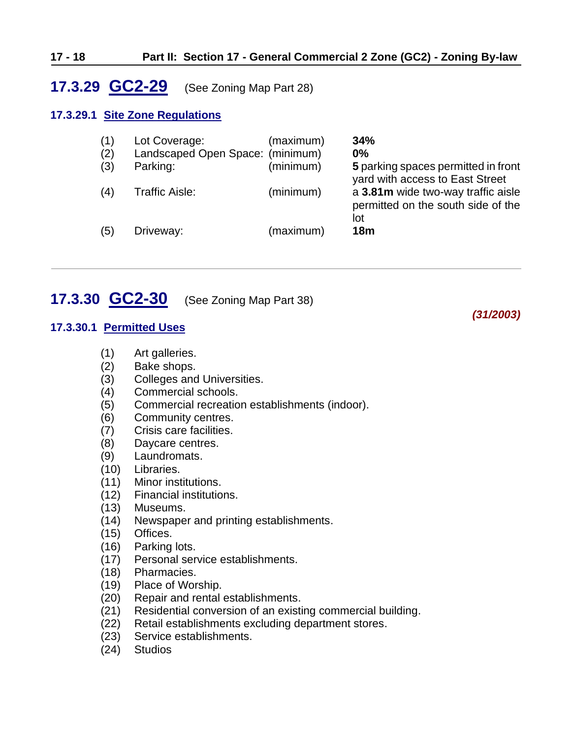## 17.3.29 GC2-29 (See Zoning Map Part 28)

### 17.3.29.1 Site Zone Regulations

| | | | |
|---|---|---|---|
| (1) | Lot Coverage: | (maximum) | **34%** |
| (2) | Landscaped Open Space: | (minimum) | **0%** |
| (3) | Parking: | (minimum) | **5** parking spaces permitted in front yard with access to East Street |
| (4) | Traffic Aisle: | (minimum) | a **3.81m** wide two-way traffic aisle permitted on the south side of the lot |
| (5) | Driveway: | (maximum) | **18m** |

---

## 17.3.30 GC2-30 (See Zoning Map Part 38)

***(31/2003)***

### 17.3.30.1 Permitted Uses

(1) Art galleries.
(2) Bake shops.
(3) Colleges and Universities.
(4) Commercial schools.
(5) Commercial recreation establishments (indoor).
(6) Community centres.
(7) Crisis care facilities.
(8) Daycare centres.
(9) Laundromats.
(10) Libraries.
(11) Minor institutions.
(12) Financial institutions.
(13) Museums.
(14) Newspaper and printing establishments.
(15) Offices.
(16) Parking lots.
(17) Personal service establishments.
(18) Pharmacies.
(19) Place of Worship.
(20) Repair and rental establishments.
(21) Residential conversion of an existing commercial building.
(22) Retail establishments excluding department stores.
(23) Service establishments.
(24) Studios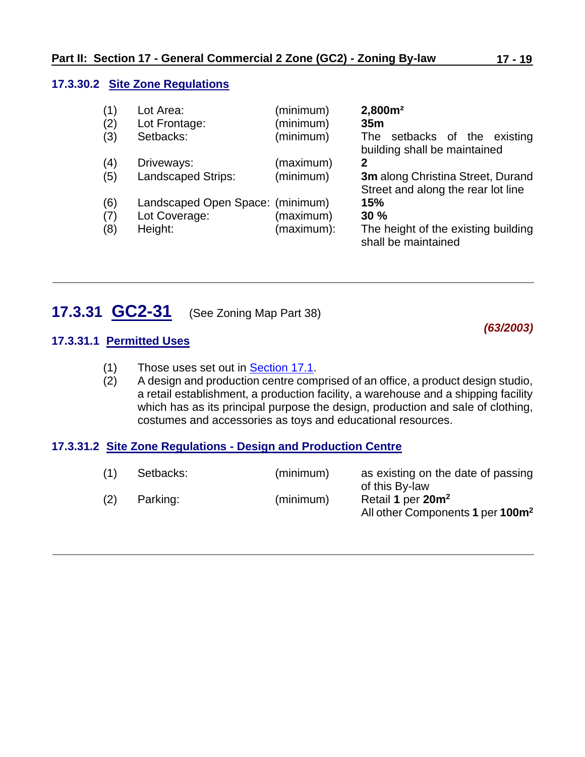#### 17.3.30.2 Site Zone Regulations

| | | | |
|---|---|---|---|
| (1) | Lot Area: | (minimum) | **2,800m²** |
| (2) | Lot Frontage: | (minimum) | **35m** |
| (3) | Setbacks: | (minimum) | The setbacks of the existing building shall be maintained |
| (4) | Driveways: | (maximum) | **2** |
| (5) | Landscaped Strips: | (minimum) | **3m** along Christina Street, Durand Street and along the rear lot line |
| (6) | Landscaped Open Space: | (minimum) | **15%** |
| (7) | Lot Coverage: | (maximum) | **30 %** |
| (8) | Height: | (maximum): | The height of the existing building shall be maintained |

---

## 17.3.31 GC2-31 (See Zoning Map Part 38)

***(63/2003)***

#### 17.3.31.1 Permitted Uses

(1) Those uses set out in Section 17.1.

(2) A design and production centre comprised of an office, a product design studio, a retail establishment, a production facility, a warehouse and a shipping facility which has as its principal purpose the design, production and sale of clothing, costumes and accessories as toys and educational resources.

#### 17.3.31.2 Site Zone Regulations - Design and Production Centre

| | | | |
|---|---|---|---|
| (1) | Setbacks: | (minimum) | as existing on the date of passing of this By-law |
| (2) | Parking: | (minimum) | Retail **1** per **20m²**<br>All other Components **1** per **100m²** |

---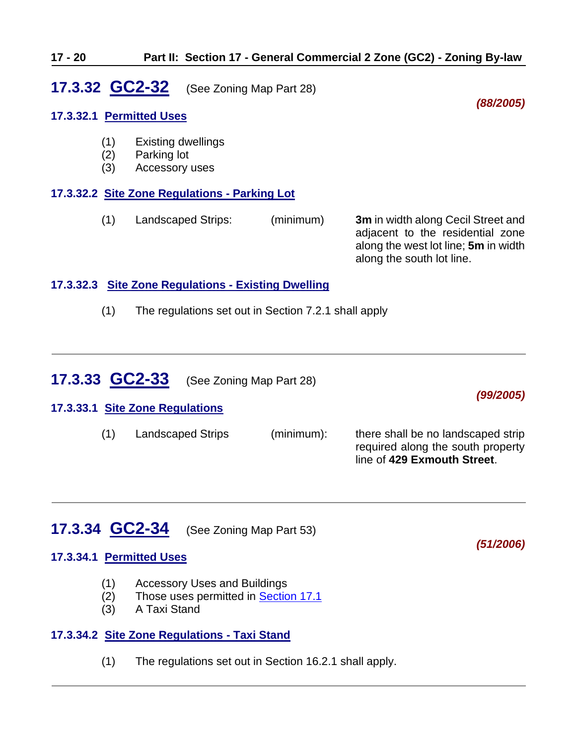## 17.3.32 GC2-32 (See Zoning Map Part 28)

***(88/2005)***

### 17.3.32.1 Permitted Uses

(1) Existing dwellings
(2) Parking lot
(3) Accessory uses

### 17.3.32.2 Site Zone Regulations - Parking Lot

| | | | |
|---|---|---|---|
| (1) | Landscaped Strips: | (minimum) | **3m** in width along Cecil Street and adjacent to the residential zone along the west lot line; **5m** in width along the south lot line. |

### 17.3.32.3 Site Zone Regulations - Existing Dwelling

(1) The regulations set out in Section 7.2.1 shall apply

---

## 17.3.33 GC2-33 (See Zoning Map Part 28)

***(99/2005)***

### 17.3.33.1 Site Zone Regulations

| | | | |
|---|---|---|---|
| (1) | Landscaped Strips | (minimum): | there shall be no landscaped strip required along the south property line of **429 Exmouth Street**. |

---

## 17.3.34 GC2-34 (See Zoning Map Part 53)

***(51/2006)***

### 17.3.34.1 Permitted Uses

(1) Accessory Uses and Buildings
(2) Those uses permitted in Section 17.1
(3) A Taxi Stand

### 17.3.34.2 Site Zone Regulations - Taxi Stand

(1) The regulations set out in Section 16.2.1 shall apply.